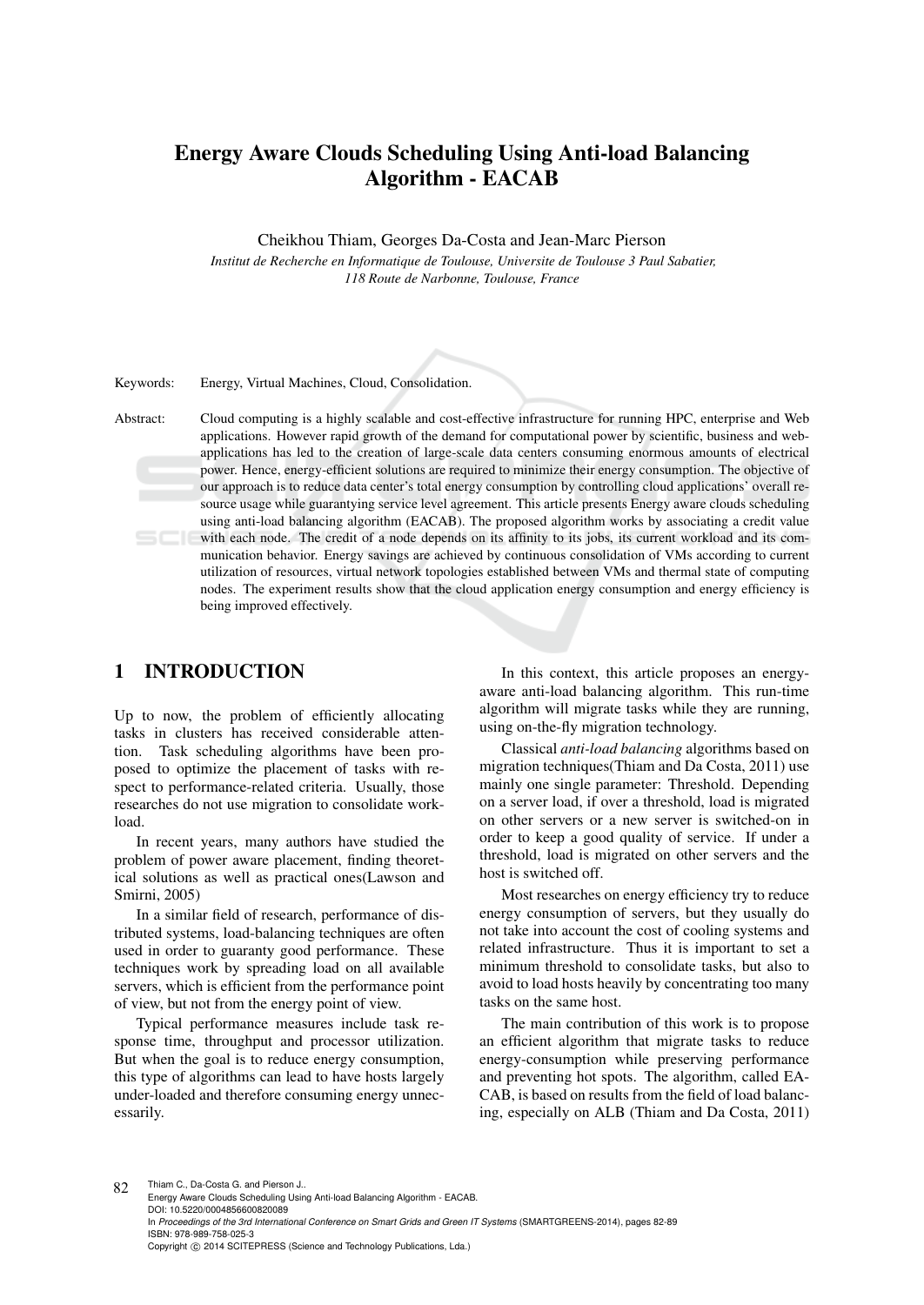# Energy Aware Clouds Scheduling Using Anti-load Balancing Algorithm - EACAB

Cheikhou Thiam, Georges Da-Costa and Jean-Marc Pierson

*Institut de Recherche en Informatique de Toulouse, Universite de Toulouse 3 Paul Sabatier, 118 Route de Narbonne, Toulouse, France*

Keywords: Energy, Virtual Machines, Cloud, Consolidation.

Abstract: Cloud computing is a highly scalable and cost-effective infrastructure for running HPC, enterprise and Web applications. However rapid growth of the demand for computational power by scientific, business and web-applications has led to the creation of large-scale data centers consuming enormous amounts of electrical power. Hence, energy-efficient solutions are required to minimize their energy consumption. The objective of our approach is to reduce data center's total energy consumption by controlling cloud applications' overall resource usage while guarantying service level agreement. This article presents Energy aware clouds scheduling using anti-load balancing algorithm (EACAB). The proposed algorithm works by associating a credit value with each node. The credit of a node depends on its affinity to its jobs, its current workload and its communication behavior. Energy savings are achieved by continuous consolidation of VMs according to current utilization of resources, virtual network topologies established between VMs and thermal state of computing nodes. The experiment results show that the cloud application energy consumption and energy efficiency is being improved effectively.

## 1 INTRODUCTION

Up to now, the problem of efficiently allocating tasks in clusters has received considerable attention. Task scheduling algorithms have been proposed to optimize the placement of tasks with respect to performance-related criteria. Usually, those researches do not use migration to consolidate workload.

In recent years, many authors have studied the problem of power aware placement, finding theoretical solutions as well as practical ones(Lawson and Smirni, 2005)

In a similar field of research, performance of distributed systems, load-balancing techniques are often used in order to guaranty good performance. These techniques work by spreading load on all available servers, which is efficient from the performance point of view, but not from the energy point of view.

Typical performance measures include task response time, throughput and processor utilization. But when the goal is to reduce energy consumption, this type of algorithms can lead to have hosts largely under-loaded and therefore consuming energy unnecessarily.

In this context, this article proposes an energy-aware anti-load balancing algorithm. This run-time algorithm will migrate tasks while they are running, using on-the-fly migration technology.

Classical *anti-load balancing* algorithms based on migration techniques(Thiam and Da Costa, 2011) use mainly one single parameter: Threshold. Depending on a server load, if over a threshold, load is migrated on other servers or a new server is switched-on in order to keep a good quality of service. If under a threshold, load is migrated on other servers and the host is switched off.

Most researches on energy efficiency try to reduce energy consumption of servers, but they usually do not take into account the cost of cooling systems and related infrastructure. Thus it is important to set a minimum threshold to consolidate tasks, but also to avoid to load hosts heavily by concentrating too many tasks on the same host.

The main contribution of this work is to propose an efficient algorithm that migrate tasks to reduce energy-consumption while preserving performance and preventing hot spots. The algorithm, called EACAB, is based on results from the field of load balancing, especially on ALB (Thiam and Da Costa, 2011)

Thiam C., Da-Costa G. and Pierson J..
Energy Aware Clouds Scheduling Using Anti-load Balancing Algorithm - EACAB.
DOI: 10.5220/0004856600820089
In *Proceedings of the 3rd International Conference on Smart Grids and Green IT Systems* (SMARTGREENS-2014), pages 82-89
ISBN: 978-989-758-025-3
Copyright © 2014 SCITEPRESS (Science and Technology Publications, Lda.)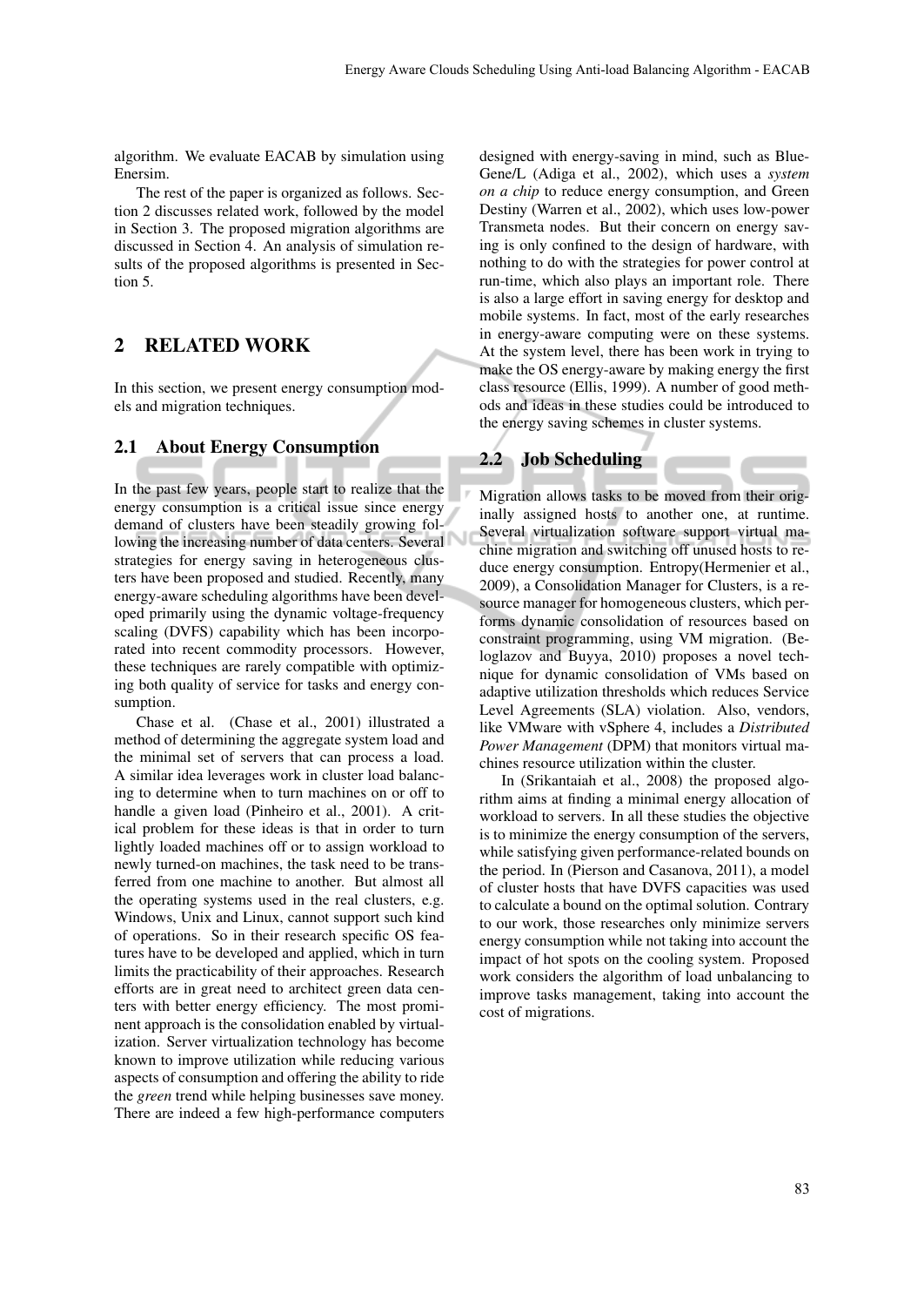algorithm. We evaluate EACAB by simulation using Enersim.

The rest of the paper is organized as follows. Section 2 discusses related work, followed by the model in Section 3. The proposed migration algorithms are discussed in Section 4. An analysis of simulation results of the proposed algorithms is presented in Section 5.

## 2 RELATED WORK

In this section, we present energy consumption models and migration techniques.

### 2.1 About Energy Consumption

In the past few years, people start to realize that the energy consumption is a critical issue since energy demand of clusters have been steadily growing following the increasing number of data centers. Several strategies for energy saving in heterogeneous clusters have been proposed and studied. Recently, many energy-aware scheduling algorithms have been developed primarily using the dynamic voltage-frequency scaling (DVFS) capability which has been incorporated into recent commodity processors. However, these techniques are rarely compatible with optimizing both quality of service for tasks and energy consumption.

Chase et al. (Chase et al., 2001) illustrated a method of determining the aggregate system load and the minimal set of servers that can process a load. A similar idea leverages work in cluster load balancing to determine when to turn machines on or off to handle a given load (Pinheiro et al., 2001). A critical problem for these ideas is that in order to turn lightly loaded machines off or to assign workload to newly turned-on machines, the task need to be transferred from one machine to another. But almost all the operating systems used in the real clusters, e.g. Windows, Unix and Linux, cannot support such kind of operations. So in their research specific OS features have to be developed and applied, which in turn limits the practicability of their approaches. Research efforts are in great need to architect green data centers with better energy efficiency. The most prominent approach is the consolidation enabled by virtualization. Server virtualization technology has become known to improve utilization while reducing various aspects of consumption and offering the ability to ride the *green* trend while helping businesses save money. There are indeed a few high-performance computers designed with energy-saving in mind, such as BlueGene/L (Adiga et al., 2002), which uses a *system on a chip* to reduce energy consumption, and Green Destiny (Warren et al., 2002), which uses low-power Transmeta nodes. But their concern on energy saving is only confined to the design of hardware, with nothing to do with the strategies for power control at run-time, which also plays an important role. There is also a large effort in saving energy for desktop and mobile systems. In fact, most of the early researches in energy-aware computing were on these systems. At the system level, there has been work in trying to make the OS energy-aware by making energy the first class resource (Ellis, 1999). A number of good methods and ideas in these studies could be introduced to the energy saving schemes in cluster systems.

### 2.2 Job Scheduling

Migration allows tasks to be moved from their originally assigned hosts to another one, at runtime. Several virtualization software support virtual machine migration and switching off unused hosts to reduce energy consumption. Entropy(Hermenier et al., 2009), a Consolidation Manager for Clusters, is a resource manager for homogeneous clusters, which performs dynamic consolidation of resources based on constraint programming, using VM migration. (Beloglazov and Buyya, 2010) proposes a novel technique for dynamic consolidation of VMs based on adaptive utilization thresholds which reduces Service Level Agreements (SLA) violation. Also, vendors, like VMware with vSphere 4, includes a *Distributed Power Management* (DPM) that monitors virtual machines resource utilization within the cluster.

In (Srikantaiah et al., 2008) the proposed algorithm aims at finding a minimal energy allocation of workload to servers. In all these studies the objective is to minimize the energy consumption of the servers, while satisfying given performance-related bounds on the period. In (Pierson and Casanova, 2011), a model of cluster hosts that have DVFS capacities was used to calculate a bound on the optimal solution. Contrary to our work, those researches only minimize servers energy consumption while not taking into account the impact of hot spots on the cooling system. Proposed work considers the algorithm of load unbalancing to improve tasks management, taking into account the cost of migrations.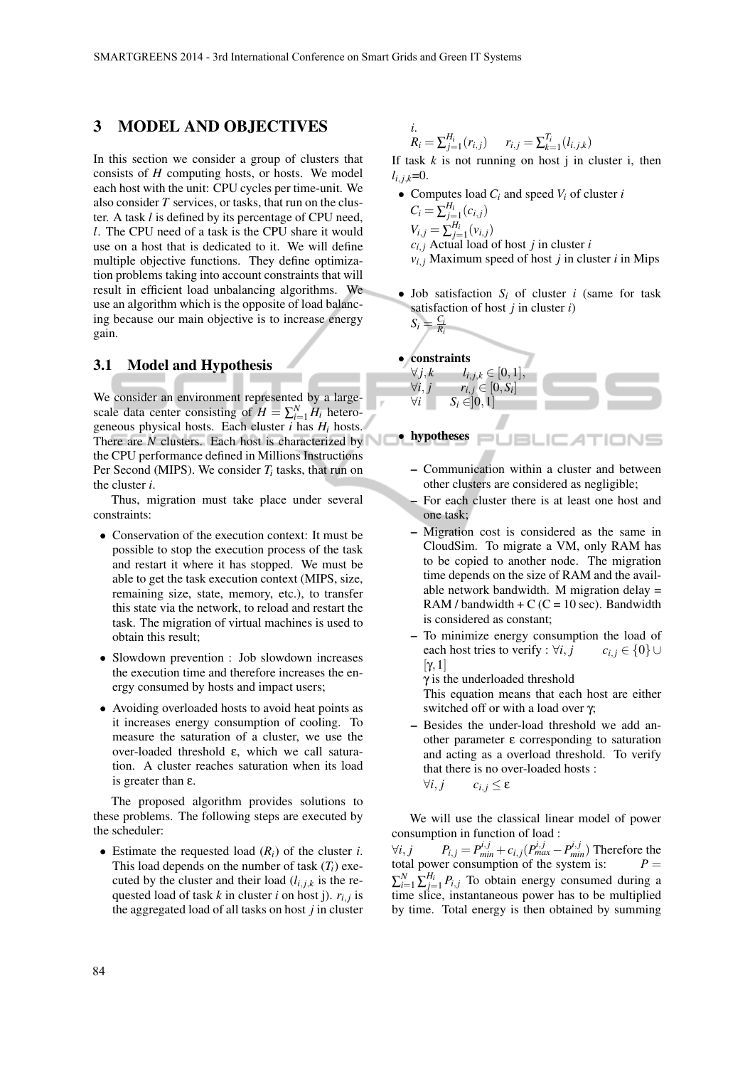# 3 MODEL AND OBJECTIVES

In this section we consider a group of clusters that consists of $H$ computing hosts, or hosts. We model each host with the unit: CPU cycles per time-unit. We also consider $T$ services, or tasks, that run on the cluster. A task $l$ is defined by its percentage of CPU need, $l$. The CPU need of a task is the CPU share it would use on a host that is dedicated to it. We will define multiple objective functions. They define optimization problems taking into account constraints that will result in efficient load unbalancing algorithms. We use an algorithm which is the opposite of load balancing because our main objective is to increase energy gain.

## 3.1 Model and Hypothesis

We consider an environment represented by a large-scale data center consisting of $H = \sum_{i=1}^{N} H_i$ heterogeneous physical hosts. Each cluster $i$ has $H_i$ hosts. There are $N$ clusters. Each host is characterized by the CPU performance defined in Millions Instructions Per Second (MIPS). We consider $T_i$ tasks, that run on the cluster $i$.

Thus, migration must take place under several constraints:

- Conservation of the execution context: It must be possible to stop the execution process of the task and restart it where it has stopped. We must be able to get the task execution context (MIPS, size, remaining size, state, memory, etc.), to transfer this state via the network, to reload and restart the task. The migration of virtual machines is used to obtain this result;
- Slowdown prevention : Job slowdown increases the execution time and therefore increases the energy consumed by hosts and impact users;
- Avoiding overloaded hosts to avoid heat points as it increases energy consumption of cooling. To measure the saturation of a cluster, we use the over-loaded threshold $\varepsilon$, which we call saturation. A cluster reaches saturation when its load is greater than $\varepsilon$.

The proposed algorithm provides solutions to these problems. The following steps are executed by the scheduler:

- Estimate the requested load ($R_i$) of the cluster $i$. This load depends on the number of task ($T_i$) executed by the cluster and their load ($l_{i,j,k}$ is the requested load of task $k$ in cluster $i$ on host j). $r_{i,j}$ is the aggregated load of all tasks on host $j$ in cluster $i$.
  $R_i = \sum_{j=1}^{H_i}(r_{i,j}) \qquad r_{i,j} = \sum_{k=1}^{T_i}(l_{i,j,k})$

If task $k$ is not running on host j in cluster i, then $l_{i,j,k}$=0.

- Computes load $C_i$ and speed $V_i$ of cluster $i$
  $C_i = \sum_{j=1}^{H_i}(c_{i,j})$
  $V_{i,j} = \sum_{j=1}^{H_i}(v_{i,j})$
  $c_{i,j}$ Actual load of host $j$ in cluster $i$
  $v_{i,j}$ Maximum speed of host $j$ in cluster $i$ in Mips
- Job satisfaction $S_i$ of cluster $i$ (same for task satisfaction of host $j$ in cluster $i$)
  $S_i = \frac{C_i}{R_i}$
- **constraints**
  $\forall j,k \qquad l_{i,j,k} \in [0,1],$
  $\forall i,j \qquad r_{i,j} \in [0,S_i]$
  $\forall i \qquad S_i \in ]0,1]$
- **hypotheses**
  - Communication within a cluster and between other clusters are considered as negligible;
  - For each cluster there is at least one host and one task;
  - Migration cost is considered as the same in CloudSim. To migrate a VM, only RAM has to be copied to another node. The migration time depends on the size of RAM and the available network bandwidth. M migration delay = RAM / bandwidth + C (C = 10 sec). Bandwidth is considered as constant;
  - To minimize energy consumption the load of each host tries to verify : $\forall i,j \qquad c_{i,j} \in \{0\} \cup [\gamma, 1]$
    $\gamma$ is the underloaded threshold
    This equation means that each host are either switched off or with a load over $\gamma$;
  - Besides the under-load threshold we add another parameter $\varepsilon$ corresponding to saturation and acting as a overload threshold. To verify that there is no over-loaded hosts :
    $\forall i,j \qquad c_{i,j} \leq \varepsilon$

We will use the classical linear model of power consumption in function of load :
$\forall i,j \qquad P_{i,j} = P_{min}^{i,j} + c_{i,j}(P_{max}^{i,j} - P_{min}^{i,j})$ Therefore the total power consumption of the system is: $P = \sum_{i=1}^{N}\sum_{j=1}^{H_i} P_{i,j}$ To obtain energy consumed during a time slice, instantaneous power has to be multiplied by time. Total energy is then obtained by summing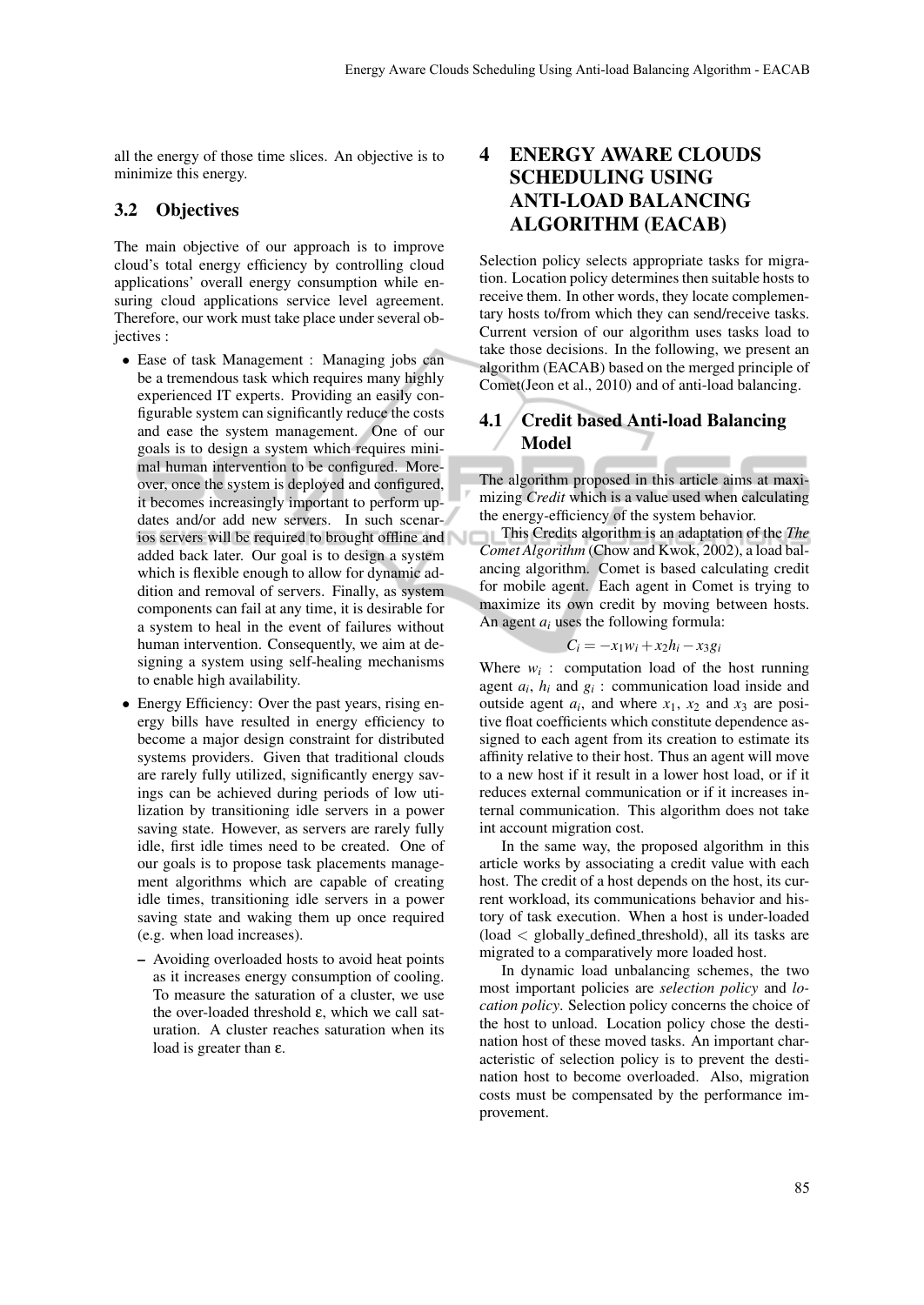all the energy of those time slices. An objective is to minimize this energy.

## 3.2 Objectives

The main objective of our approach is to improve cloud's total energy efficiency by controlling cloud applications' overall energy consumption while ensuring cloud applications service level agreement. Therefore, our work must take place under several objectives :

- Ease of task Management : Managing jobs can be a tremendous task which requires many highly experienced IT experts. Providing an easily configurable system can significantly reduce the costs and ease the system management. One of our goals is to design a system which requires minimal human intervention to be configured. Moreover, once the system is deployed and configured, it becomes increasingly important to perform updates and/or add new servers. In such scenarios servers will be required to brought offline and added back later. Our goal is to design a system which is flexible enough to allow for dynamic addition and removal of servers. Finally, as system components can fail at any time, it is desirable for a system to heal in the event of failures without human intervention. Consequently, we aim at designing a system using self-healing mechanisms to enable high availability.
- Energy Efficiency: Over the past years, rising energy bills have resulted in energy efficiency to become a major design constraint for distributed systems providers. Given that traditional clouds are rarely fully utilized, significantly energy savings can be achieved during periods of low utilization by transitioning idle servers in a power saving state. However, as servers are rarely fully idle, first idle times need to be created. One of our goals is to propose task placements management algorithms which are capable of creating idle times, transitioning idle servers in a power saving state and waking them up once required (e.g. when load increases).
  - Avoiding overloaded hosts to avoid heat points as it increases energy consumption of cooling. To measure the saturation of a cluster, we use the over-loaded threshold $\varepsilon$, which we call saturation. A cluster reaches saturation when its load is greater than $\varepsilon$.

# 4 ENERGY AWARE CLOUDS SCHEDULING USING ANTI-LOAD BALANCING ALGORITHM (EACAB)

Selection policy selects appropriate tasks for migration. Location policy determines then suitable hosts to receive them. In other words, they locate complementary hosts to/from which they can send/receive tasks. Current version of our algorithm uses tasks load to take those decisions. In the following, we present an algorithm (EACAB) based on the merged principle of Comet(Jeon et al., 2010) and of anti-load balancing.

## 4.1 Credit based Anti-load Balancing Model

The algorithm proposed in this article aims at maximizing *Credit* which is a value used when calculating the energy-efficiency of the system behavior.

This Credits algorithm is an adaptation of the *The Comet Algorithm* (Chow and Kwok, 2002), a load balancing algorithm. Comet is based calculating credit for mobile agent. Each agent in Comet is trying to maximize its own credit by moving between hosts. An agent $a_i$ uses the following formula:

$$C_i = -x_1 w_i + x_2 h_i - x_3 g_i$$

Where $w_i$ : computation load of the host running agent $a_i$, $h_i$ and $g_i$ : communication load inside and outside agent $a_i$, and where $x_1$, $x_2$ and $x_3$ are positive float coefficients which constitute dependence assigned to each agent from its creation to estimate its affinity relative to their host. Thus an agent will move to a new host if it result in a lower host load, or if it reduces external communication or if it increases internal communication. This algorithm does not take int account migration cost.

In the same way, the proposed algorithm in this article works by associating a credit value with each host. The credit of a host depends on the host, its current workload, its communications behavior and history of task execution. When a host is under-loaded (load < globally_defined_threshold), all its tasks are migrated to a comparatively more loaded host.

In dynamic load unbalancing schemes, the two most important policies are *selection policy* and *location policy*. Selection policy concerns the choice of the host to unload. Location policy chose the destination host of these moved tasks. An important characteristic of selection policy is to prevent the destination host to become overloaded. Also, migration costs must be compensated by the performance improvement.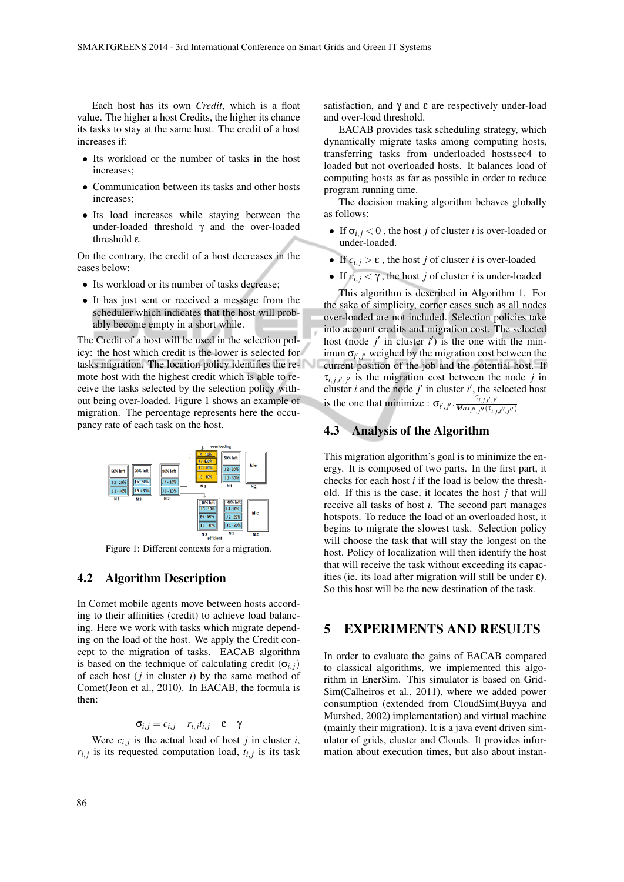Each host has its own *Credit*, which is a float value. The higher a host Credits, the higher its chance its tasks to stay at the same host. The credit of a host increases if:

- Its workload or the number of tasks in the host increases;
- Communication between its tasks and other hosts increases;
- Its load increases while staying between the under-loaded threshold $\gamma$ and the over-loaded threshold $\varepsilon$.

On the contrary, the credit of a host decreases in the cases below:

- Its workload or its number of tasks decrease;
- It has just sent or received a message from the scheduler which indicates that the host will probably become empty in a short while.

The Credit of a host will be used in the selection policy: the host which credit is the lower is selected for tasks migration. The location policy identifies the remote host with the highest credit which is able to receive the tasks selected by the selection policy without being over-loaded. Figure 1 shows an example of migration. The percentage represents here the occupancy rate of each task on the host.

Figure 1: Different contexts for a migration.

## 4.2 Algorithm Description

In Comet mobile agents move between hosts according to their affinities (credit) to achieve load balancing. Here we work with tasks which migrate depending on the load of the host. We apply the Credit concept to the migration of tasks. EACAB algorithm is based on the technique of calculating credit ($\sigma_{i,j}$) of each host ($j$ in cluster $i$) by the same method of Comet(Jeon et al., 2010). In EACAB, the formula is then:

$$\sigma_{i,j} = c_{i,j} - r_{i,j}t_{i,j} + \varepsilon - \gamma$$

Were $c_{i,j}$ is the actual load of host $j$ in cluster $i$, $r_{i,j}$ is its requested computation load, $t_{i,j}$ is its task satisfaction, and $\gamma$ and $\varepsilon$ are respectively under-load and over-load threshold.

EACAB provides task scheduling strategy, which dynamically migrate tasks among computing hosts, transferring tasks from underloaded hostssec4 to loaded but not overloaded hosts. It balances load of computing hosts as far as possible in order to reduce program running time.

The decision making algorithm behaves globally as follows:

- If $\sigma_{i,j} < 0$ , the host $j$ of cluster $i$ is over-loaded or under-loaded.
- If $c_{i,j} > \varepsilon$ , the host $j$ of cluster $i$ is over-loaded
- If $c_{i,j} < \gamma$ , the host $j$ of cluster $i$ is under-loaded

This algorithm is described in Algorithm 1. For the sake of simplicity, corner cases such as all nodes over-loaded are not included. Selection policies take into account credits and migration cost. The selected host (node $j'$ in cluster $i'$) is the one with the minimun $\sigma_{i',j'}$ weighed by the migration cost between the current position of the job and the potential host. If $\tau_{i,j,i',j'}$ is the migration cost between the node $j$ in cluster $i$ and the node $j'$ in cluster $i'$, the selected host is the one that minimize : $\sigma_{i',j'} \cdot \frac{\tau_{i,j,i',j'}}{Max_{i'',j''}(\tau_{i,j,i'',j''})}$

## 4.3 Analysis of the Algorithm

This migration algorithm's goal is to minimize the energy. It is composed of two parts. In the first part, it checks for each host $i$ if the load is below the threshold. If this is the case, it locates the host $j$ that will receive all tasks of host $i$. The second part manages hotspots. To reduce the load of an overloaded host, it begins to migrate the slowest task. Selection policy will choose the task that will stay the longest on the host. Policy of localization will then identify the host that will receive the task without exceeding its capacities (ie. its load after migration will still be under $\varepsilon$). So this host will be the new destination of the task.

# 5 EXPERIMENTS AND RESULTS

In order to evaluate the gains of EACAB compared to classical algorithms, we implemented this algorithm in EnerSim. This simulator is based on GridSim(Calheiros et al., 2011), where we added power consumption (extended from CloudSim(Buyya and Murshed, 2002) implementation) and virtual machine (mainly their migration). It is a java event driven simulator of grids, cluster and Clouds. It provides information about execution times, but also about instan-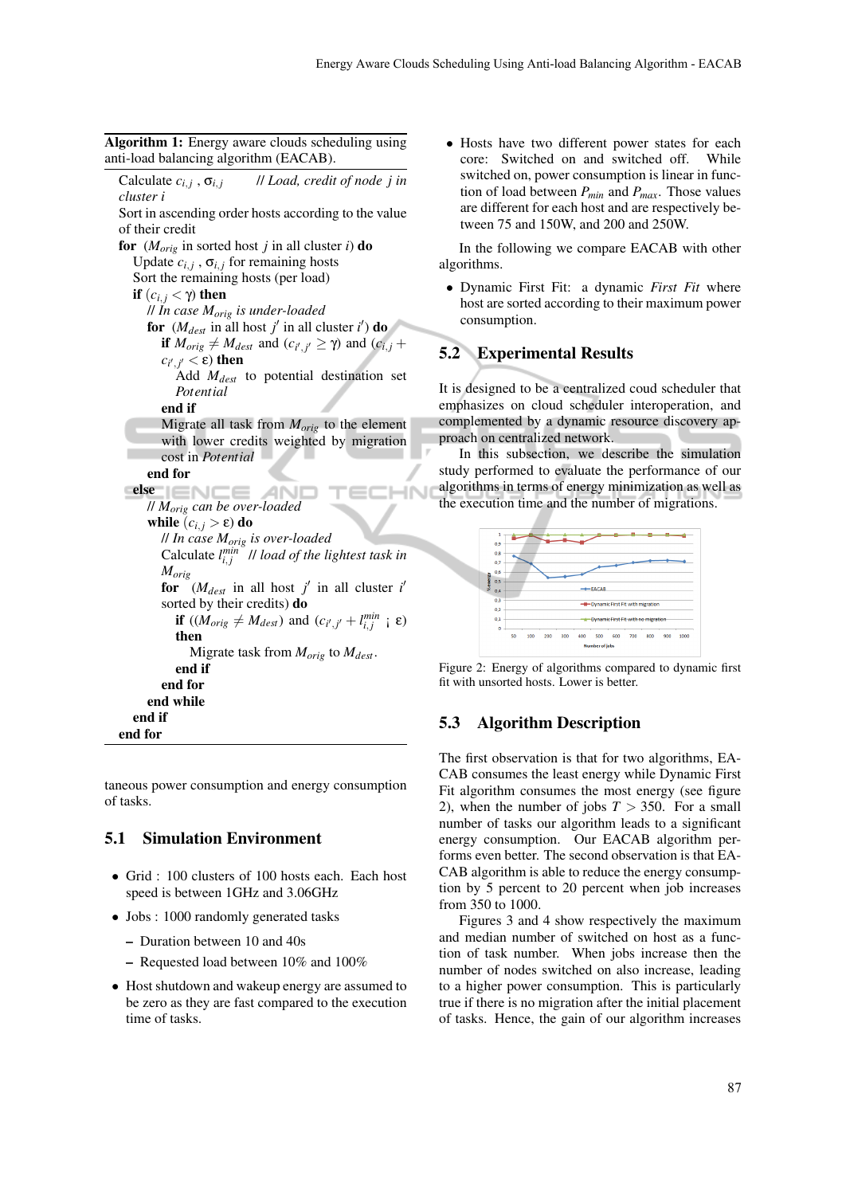**Algorithm 1:** Energy aware clouds scheduling using anti-load balancing algorithm (EACAB).

```
Calculate c_{i,j} , σ_{i,j}        // Load, credit of node j in cluster i
Sort in ascending order hosts according to the value of their credit
for (M_orig in sorted host j in all cluster i) do
    Update c_{i,j} , σ_{i,j} for remaining hosts
    Sort the remaining hosts (per load)
    if (c_{i,j} < γ) then
        // In case M_orig is under-loaded
        for (M_dest in all host j' in all cluster i') do
            if M_orig ≠ M_dest and (c_{i',j'} ≥ γ) and (c_{i,j} + c_{i',j'} < ε) then
                Add M_dest to potential destination set Potential
            end if
            Migrate all task from M_orig to the element with lower credits weighted by migration cost in Potential
        end for
    else
        // M_orig can be over-loaded
        while (c_{i,j} > ε) do
            // In case M_orig is over-loaded
            Calculate l^{min}_{i,j}   // load of the lightest task in M_orig
            for (M_dest in all host j' in all cluster i' sorted by their credits) do
                if ((M_orig ≠ M_dest) and (c_{i',j'} + l^{min}_{i,j} ¡ ε) then
                    Migrate task from M_orig to M_dest.
                end if
            end for
        end while
    end if
end for
```

taneous power consumption and energy consumption of tasks.

## 5.1 Simulation Environment

- Grid : 100 clusters of 100 hosts each. Each host speed is between 1GHz and 3.06GHz
- Jobs : 1000 randomly generated tasks
  - Duration between 10 and 40s
  - Requested load between 10% and 100%
- Host shutdown and wakeup energy are assumed to be zero as they are fast compared to the execution time of tasks.
- Hosts have two different power states for each core: Switched on and switched off. While switched on, power consumption is linear in function of load between $P_{min}$ and $P_{max}$. Those values are different for each host and are respectively between 75 and 150W, and 200 and 250W.

In the following we compare EACAB with other algorithms.

- Dynamic First Fit: a dynamic *First Fit* where host are sorted according to their maximum power consumption.

## 5.2 Experimental Results

It is designed to be a centralized coud scheduler that emphasizes on cloud scheduler interoperation, and complemented by a dynamic resource discovery approach on centralized network.

In this subsection, we describe the simulation study performed to evaluate the performance of our algorithms in terms of energy minimization as well as the execution time and the number of migrations.

Figure 2: Energy of algorithms compared to dynamic first fit with unsorted hosts. Lower is better.

## 5.3 Algorithm Description

The first observation is that for two algorithms, EACAB consumes the least energy while Dynamic First Fit algorithm consumes the most energy (see figure 2), when the number of jobs $T > 350$. For a small number of tasks our algorithm leads to a significant energy consumption. Our EACAB algorithm performs even better. The second observation is that EACAB algorithm is able to reduce the energy consumption by 5 percent to 20 percent when job increases from 350 to 1000.

Figures 3 and 4 show respectively the maximum and median number of switched on host as a function of task number. When jobs increase then the number of nodes switched on also increase, leading to a higher power consumption. This is particularly true if there is no migration after the initial placement of tasks. Hence, the gain of our algorithm increases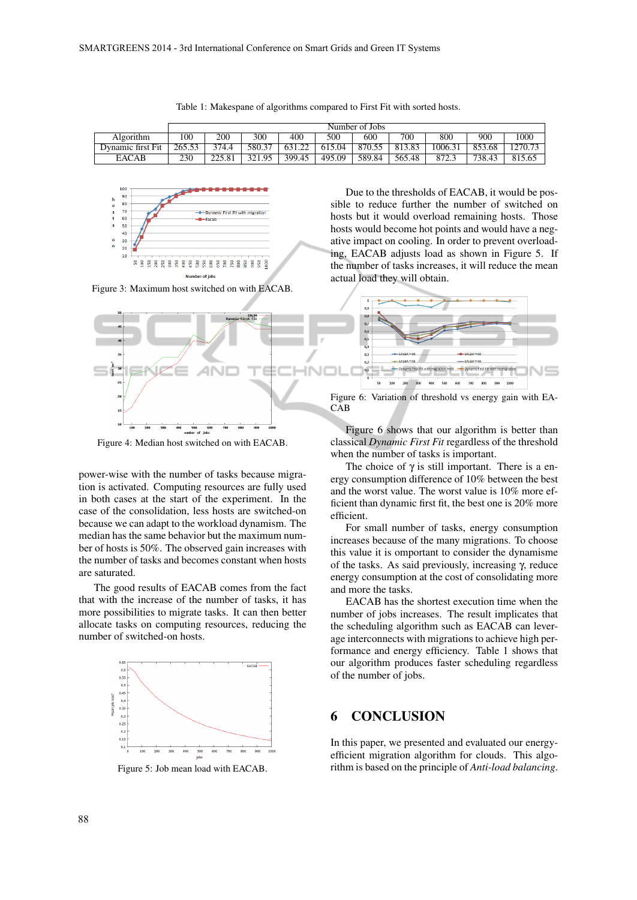Table 1: Makespane of algorithms compared to First Fit with sorted hosts.

| Algorithm | Number of Jobs | | | | | | | | | |
|---|---|---|---|---|---|---|---|---|---|---|
| | 100 | 200 | 300 | 400 | 500 | 600 | 700 | 800 | 900 | 1000 |
| Dynamic first Fit | 265.53 | 374.4 | 580.37 | 631.22 | 615.04 | 870.55 | 813.83 | 1006.31 | 853.68 | 1270.73 |
| EACAB | 230 | 225.81 | 321.95 | 399.45 | 495.09 | 589.84 | 565.48 | 872.3 | 738.43 | 815.65 |

Figure 3: Maximum host switched on with EACAB.

Figure 4: Median host switched on with EACAB.

power-wise with the number of tasks because migration is activated. Computing resources are fully used in both cases at the start of the experiment. In the case of the consolidation, less hosts are switched-on because we can adapt to the workload dynamism. The median has the same behavior but the maximum number of hosts is 50%. The observed gain increases with the number of tasks and becomes constant when hosts are saturated.

The good results of EACAB comes from the fact that with the increase of the number of tasks, it has more possibilities to migrate tasks. It can then better allocate tasks on computing resources, reducing the number of switched-on hosts.

Figure 5: Job mean load with EACAB.

Due to the thresholds of EACAB, it would be possible to reduce further the number of switched on hosts but it would overload remaining hosts. Those hosts would become hot points and would have a negative impact on cooling. In order to prevent overloading, EACAB adjusts load as shown in Figure 5. If the number of tasks increases, it will reduce the mean actual load they will obtain.

Figure 6: Variation of threshold vs energy gain with EACAB

Figure 6 shows that our algorithm is better than classical *Dynamic First Fit* regardless of the threshold when the number of tasks is important.

The choice of $\gamma$ is still important. There is a energy consumption difference of 10% between the best and the worst value. The worst value is 10% more efficient than dynamic first fit, the best one is 20% more efficient.

For small number of tasks, energy consumption increases because of the many migrations. To choose this value it is omportant to consider the dynamisme of the tasks. As said previously, increasing $\gamma$, reduce energy consumption at the cost of consolidating more and more the tasks.

EACAB has the shortest execution time when the number of jobs increases. The result implicates that the scheduling algorithm such as EACAB can leverage interconnects with migrations to achieve high performance and energy efficiency. Table 1 shows that our algorithm produces faster scheduling regardless of the number of jobs.

## 6 CONCLUSION

In this paper, we presented and evaluated our energy-efficient migration algorithm for clouds. This algorithm is based on the principle of *Anti-load balancing*.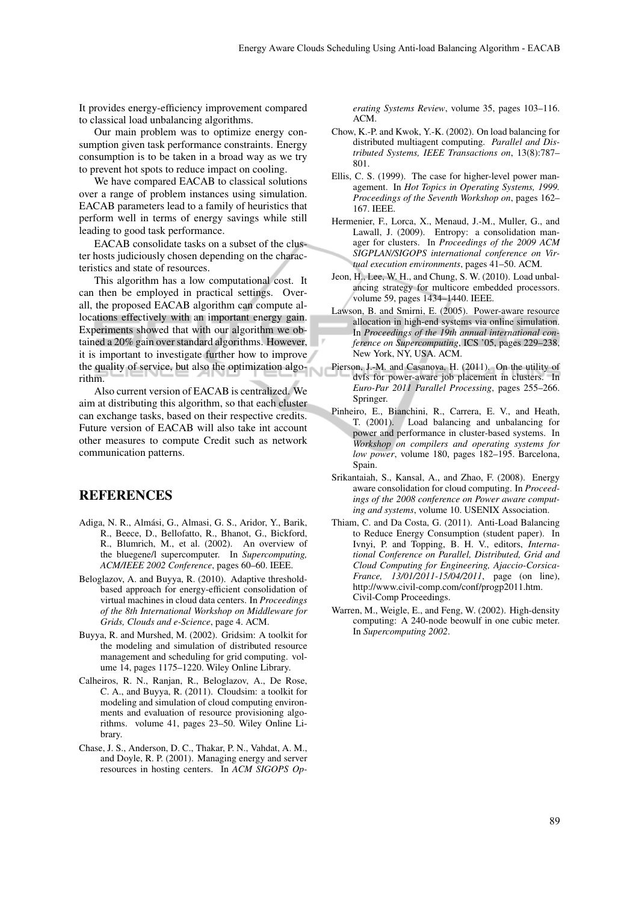It provides energy-efficiency improvement compared to classical load unbalancing algorithms.

Our main problem was to optimize energy consumption given task performance constraints. Energy consumption is to be taken in a broad way as we try to prevent hot spots to reduce impact on cooling.

We have compared EACAB to classical solutions over a range of problem instances using simulation. EACAB parameters lead to a family of heuristics that perform well in terms of energy savings while still leading to good task performance.

EACAB consolidate tasks on a subset of the cluster hosts judiciously chosen depending on the characteristics and state of resources.

This algorithm has a low computational cost. It can then be employed in practical settings. Overall, the proposed EACAB algorithm can compute allocations effectively with an important energy gain. Experiments showed that with our algorithm we obtained a 20% gain over standard algorithms. However, it is important to investigate further how to improve the quality of service, but also the optimization algorithm.

Also current version of EACAB is centralized. We aim at distributing this algorithm, so that each cluster can exchange tasks, based on their respective credits. Future version of EACAB will also take int account other measures to compute Credit such as network communication patterns.

## REFERENCES

Adiga, N. R., Almási, G., Almasi, G. S., Aridor, Y., Barik, R., Beece, D., Bellofatto, R., Bhanot, G., Bickford, R., Blumrich, M., et al. (2002). An overview of the bluegene/l supercomputer. In *Supercomputing, ACM/IEEE 2002 Conference*, pages 60–60. IEEE.

Beloglazov, A. and Buyya, R. (2010). Adaptive threshold-based approach for energy-efficient consolidation of virtual machines in cloud data centers. In *Proceedings of the 8th International Workshop on Middleware for Grids, Clouds and e-Science*, page 4. ACM.

Buyya, R. and Murshed, M. (2002). Gridsim: A toolkit for the modeling and simulation of distributed resource management and scheduling for grid computing. volume 14, pages 1175–1220. Wiley Online Library.

Calheiros, R. N., Ranjan, R., Beloglazov, A., De Rose, C. A., and Buyya, R. (2011). Cloudsim: a toolkit for modeling and simulation of cloud computing environments and evaluation of resource provisioning algorithms. volume 41, pages 23–50. Wiley Online Library.

Chase, J. S., Anderson, D. C., Thakar, P. N., Vahdat, A. M., and Doyle, R. P. (2001). Managing energy and server resources in hosting centers. In *ACM SIGOPS Operating Systems Review*, volume 35, pages 103–116. ACM.

Chow, K.-P. and Kwok, Y.-K. (2002). On load balancing for distributed multiagent computing. *Parallel and Distributed Systems, IEEE Transactions on*, 13(8):787–801.

Ellis, C. S. (1999). The case for higher-level power management. In *Hot Topics in Operating Systems, 1999. Proceedings of the Seventh Workshop on*, pages 162–167. IEEE.

Hermenier, F., Lorca, X., Menaud, J.-M., Muller, G., and Lawall, J. (2009). Entropy: a consolidation manager for clusters. In *Proceedings of the 2009 ACM SIGPLAN/SIGOPS international conference on Virtual execution environments*, pages 41–50. ACM.

Jeon, H., Lee, W. H., and Chung, S. W. (2010). Load unbalancing strategy for multicore embedded processors. volume 59, pages 1434–1440. IEEE.

Lawson, B. and Smirni, E. (2005). Power-aware resource allocation in high-end systems via online simulation. In *Proceedings of the 19th annual international conference on Supercomputing*, ICS '05, pages 229–238, New York, NY, USA. ACM.

Pierson, J.-M. and Casanova, H. (2011). On the utility of dvfs for power-aware job placement in clusters. In *Euro-Par 2011 Parallel Processing*, pages 255–266. Springer.

Pinheiro, E., Bianchini, R., Carrera, E. V., and Heath, T. (2001). Load balancing and unbalancing for power and performance in cluster-based systems. In *Workshop on compilers and operating systems for low power*, volume 180, pages 182–195. Barcelona, Spain.

Srikantaiah, S., Kansal, A., and Zhao, F. (2008). Energy aware consolidation for cloud computing. In *Proceedings of the 2008 conference on Power aware computing and systems*, volume 10. USENIX Association.

Thiam, C. and Da Costa, G. (2011). Anti-Load Balancing to Reduce Energy Consumption (student paper). In Ivnyi, P. and Topping, B. H. V., editors, *International Conference on Parallel, Distributed, Grid and Cloud Computing for Engineering, Ajaccio-Corsica-France, 13/01/2011-15/04/2011*, page (on line), http://www.civil-comp.com/conf/progp2011.htm. Civil-Comp Proceedings.

Warren, M., Weigle, E., and Feng, W. (2002). High-density computing: A 240-node beowulf in one cubic meter. In *Supercomputing 2002*.